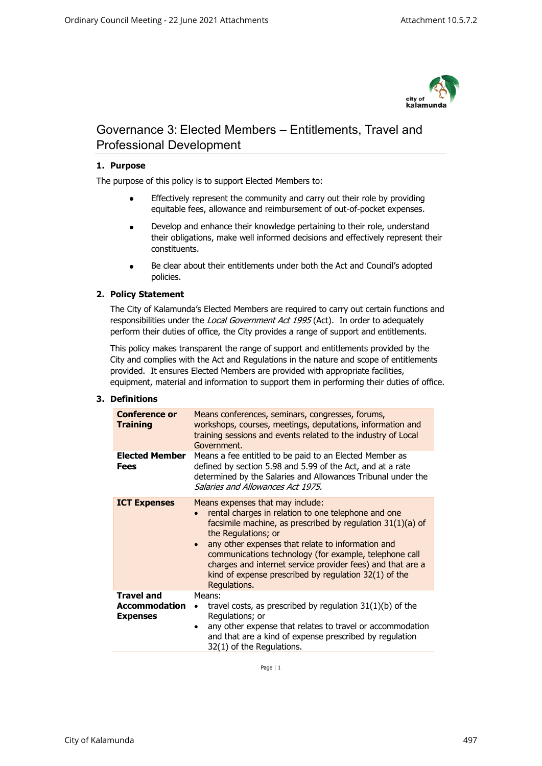# Governance 3: Elected Members – Entitlements, Travel and Professional Development

## 1. Purpose

The purpose of this policy is to support Elected Members to:

- Effectively represent the community and carry out their role by providing equitable fees, allowance and reimbursement of out-of-pocket expenses.
- Develop and enhance their knowledge pertaining to their role, understand their obligations, make well informed decisions and effectively represent their constituents.
- Be clear about their entitlements under both the Act and Council's adopted policies.

## 2. Policy Statement

The City of Kalamunda's Elected Members are required to carry out certain functions and responsibilities under the *Local Government Act 1995* (Act). In order to adequately perform their duties of office, the City provides a range of support and entitlements.

This policy makes transparent the range of support and entitlements provided by the City and complies with the Act and Regulations in the nature and scope of entitlements provided. It ensures Elected Members are provided with appropriate facilities, equipment, material and information to support them in performing their duties of office.

## 3. Definitions

| Term | Definition |
|---|---|
| **Conference or Training** | Means conferences, seminars, congresses, forums, workshops, courses, meetings, deputations, information and training sessions and events related to the industry of Local Government. |
| **Elected Member Fees** | Means a fee entitled to be paid to an Elected Member as defined by section 5.98 and 5.99 of the Act, and at a rate determined by the Salaries and Allowances Tribunal under the *Salaries and Allowances Act 1975.* |
| **ICT Expenses** | Means expenses that may include:<br>• rental charges in relation to one telephone and one facsimile machine, as prescribed by regulation 31(1)(a) of the Regulations; or<br>• any other expenses that relate to information and communications technology (for example, telephone call charges and internet service provider fees) and that are a kind of expense prescribed by regulation 32(1) of the Regulations. |
| **Travel and Accommodation Expenses** | Means:<br>• travel costs, as prescribed by regulation 31(1)(b) of the Regulations; or<br>• any other expense that relates to travel or accommodation and that are a kind of expense prescribed by regulation 32(1) of the Regulations. |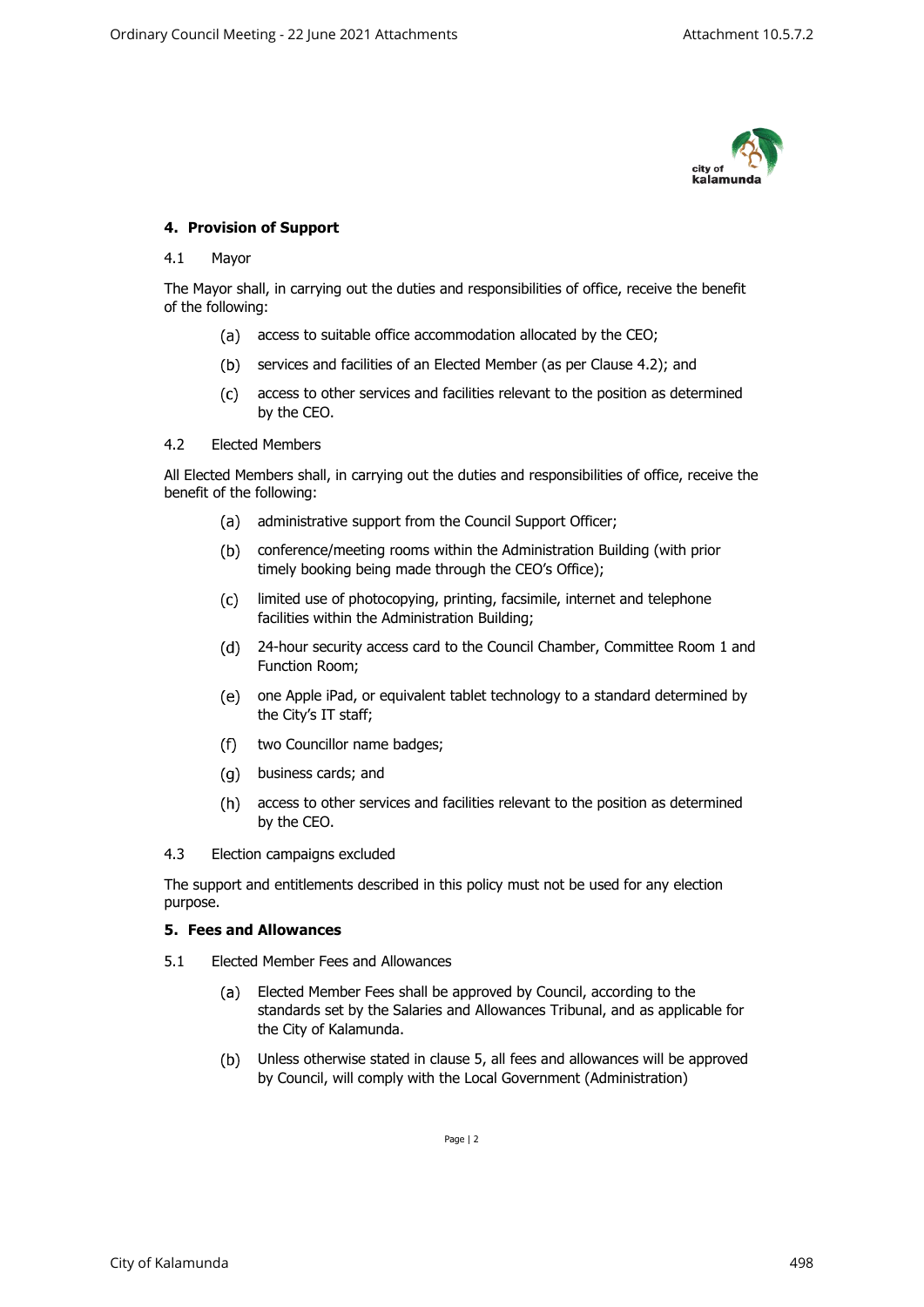## 4. Provision of Support

4.1 Mayor

The Mayor shall, in carrying out the duties and responsibilities of office, receive the benefit of the following:

(a) access to suitable office accommodation allocated by the CEO;

(b) services and facilities of an Elected Member (as per Clause 4.2); and

(c) access to other services and facilities relevant to the position as determined by the CEO.

4.2 Elected Members

All Elected Members shall, in carrying out the duties and responsibilities of office, receive the benefit of the following:

(a) administrative support from the Council Support Officer;

(b) conference/meeting rooms within the Administration Building (with prior timely booking being made through the CEO's Office);

(c) limited use of photocopying, printing, facsimile, internet and telephone facilities within the Administration Building;

(d) 24-hour security access card to the Council Chamber, Committee Room 1 and Function Room;

(e) one Apple iPad, or equivalent tablet technology to a standard determined by the City's IT staff;

(f) two Councillor name badges;

(g) business cards; and

(h) access to other services and facilities relevant to the position as determined by the CEO.

4.3 Election campaigns excluded

The support and entitlements described in this policy must not be used for any election purpose.

## 5. Fees and Allowances

5.1 Elected Member Fees and Allowances

(a) Elected Member Fees shall be approved by Council, according to the standards set by the Salaries and Allowances Tribunal, and as applicable for the City of Kalamunda.

(b) Unless otherwise stated in clause 5, all fees and allowances will be approved by Council, will comply with the Local Government (Administration)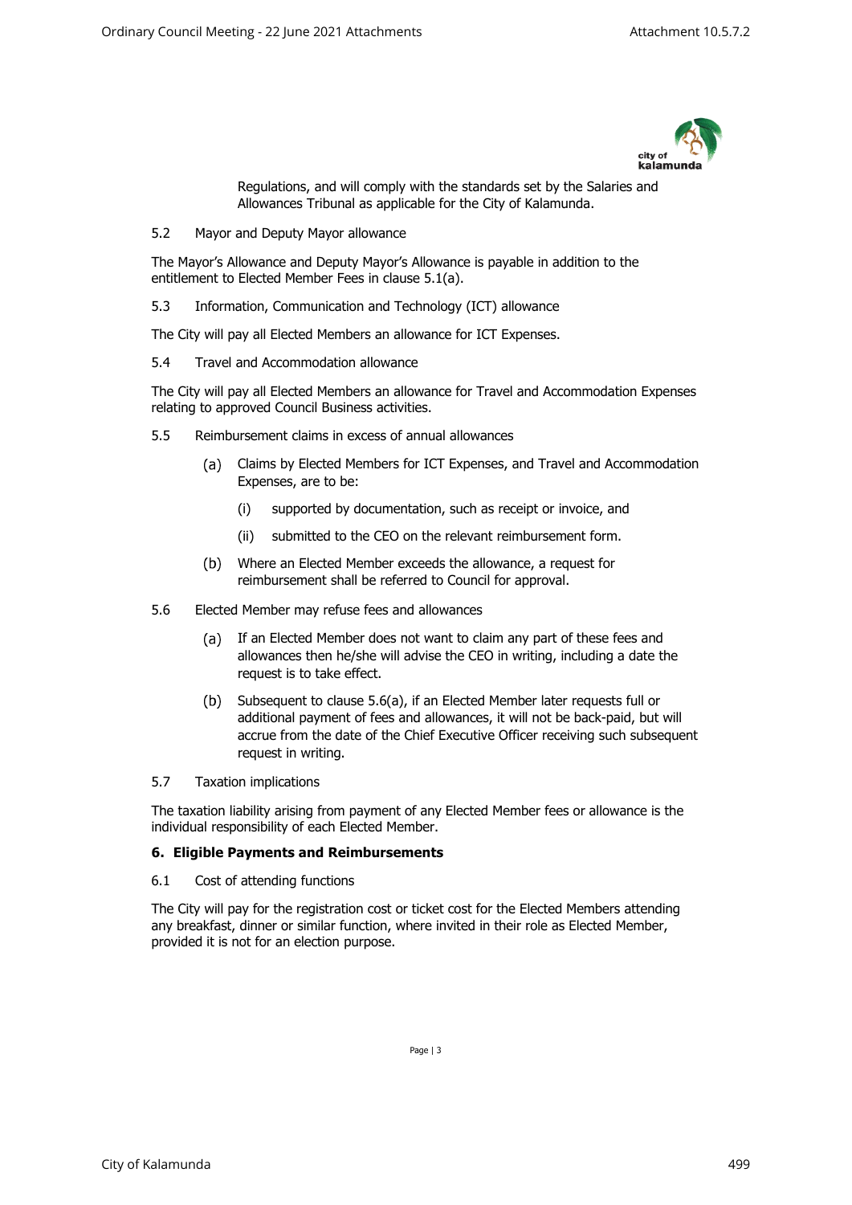Regulations, and will comply with the standards set by the Salaries and Allowances Tribunal as applicable for the City of Kalamunda.

5.2 Mayor and Deputy Mayor allowance

The Mayor's Allowance and Deputy Mayor's Allowance is payable in addition to the entitlement to Elected Member Fees in clause 5.1(a).

5.3 Information, Communication and Technology (ICT) allowance

The City will pay all Elected Members an allowance for ICT Expenses.

5.4 Travel and Accommodation allowance

The City will pay all Elected Members an allowance for Travel and Accommodation Expenses relating to approved Council Business activities.

5.5 Reimbursement claims in excess of annual allowances

(a) Claims by Elected Members for ICT Expenses, and Travel and Accommodation Expenses, are to be:

(i) supported by documentation, such as receipt or invoice, and

(ii) submitted to the CEO on the relevant reimbursement form.

(b) Where an Elected Member exceeds the allowance, a request for reimbursement shall be referred to Council for approval.

5.6 Elected Member may refuse fees and allowances

(a) If an Elected Member does not want to claim any part of these fees and allowances then he/she will advise the CEO in writing, including a date the request is to take effect.

(b) Subsequent to clause 5.6(a), if an Elected Member later requests full or additional payment of fees and allowances, it will not be back-paid, but will accrue from the date of the Chief Executive Officer receiving such subsequent request in writing.

5.7 Taxation implications

The taxation liability arising from payment of any Elected Member fees or allowance is the individual responsibility of each Elected Member.

**6. Eligible Payments and Reimbursements**

6.1 Cost of attending functions

The City will pay for the registration cost or ticket cost for the Elected Members attending any breakfast, dinner or similar function, where invited in their role as Elected Member, provided it is not for an election purpose.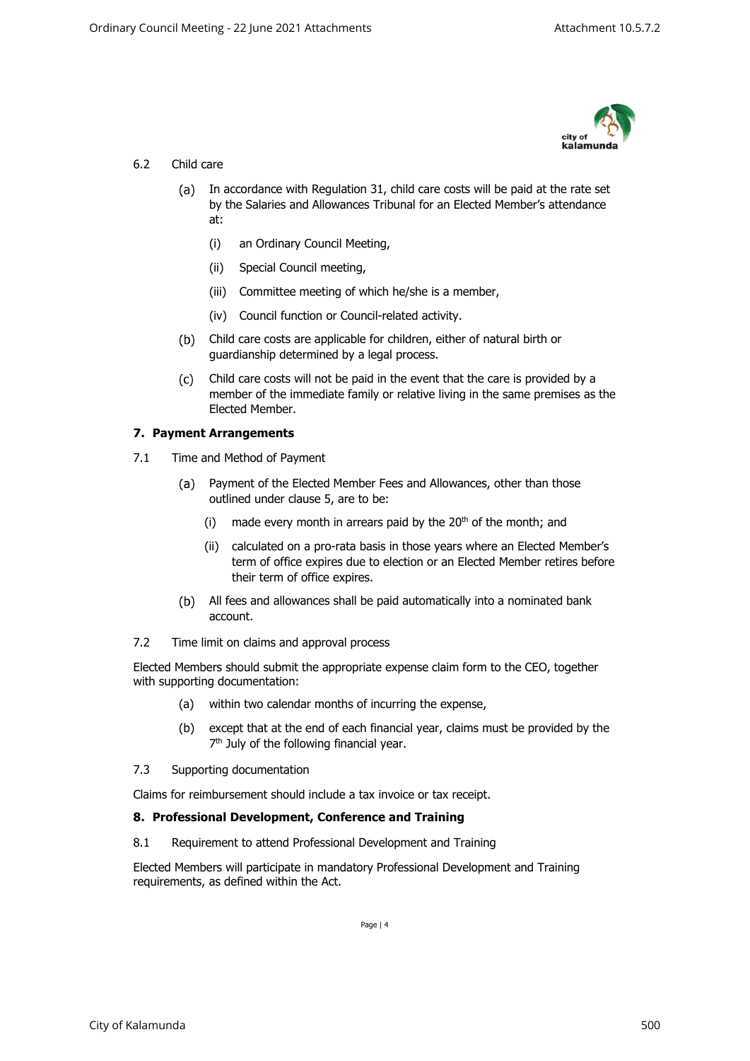6.2 Child care

(a) In accordance with Regulation 31, child care costs will be paid at the rate set by the Salaries and Allowances Tribunal for an Elected Member's attendance at:

(i) an Ordinary Council Meeting,

(ii) Special Council meeting,

(iii) Committee meeting of which he/she is a member,

(iv) Council function or Council-related activity.

(b) Child care costs are applicable for children, either of natural birth or guardianship determined by a legal process.

(c) Child care costs will not be paid in the event that the care is provided by a member of the immediate family or relative living in the same premises as the Elected Member.

## 7. Payment Arrangements

7.1 Time and Method of Payment

(a) Payment of the Elected Member Fees and Allowances, other than those outlined under clause 5, are to be:

(i) made every month in arrears paid by the 20th of the month; and

(ii) calculated on a pro-rata basis in those years where an Elected Member's term of office expires due to election or an Elected Member retires before their term of office expires.

(b) All fees and allowances shall be paid automatically into a nominated bank account.

7.2 Time limit on claims and approval process

Elected Members should submit the appropriate expense claim form to the CEO, together with supporting documentation:

(a) within two calendar months of incurring the expense,

(b) except that at the end of each financial year, claims must be provided by the 7th July of the following financial year.

7.3 Supporting documentation

Claims for reimbursement should include a tax invoice or tax receipt.

## 8. Professional Development, Conference and Training

8.1 Requirement to attend Professional Development and Training

Elected Members will participate in mandatory Professional Development and Training requirements, as defined within the Act.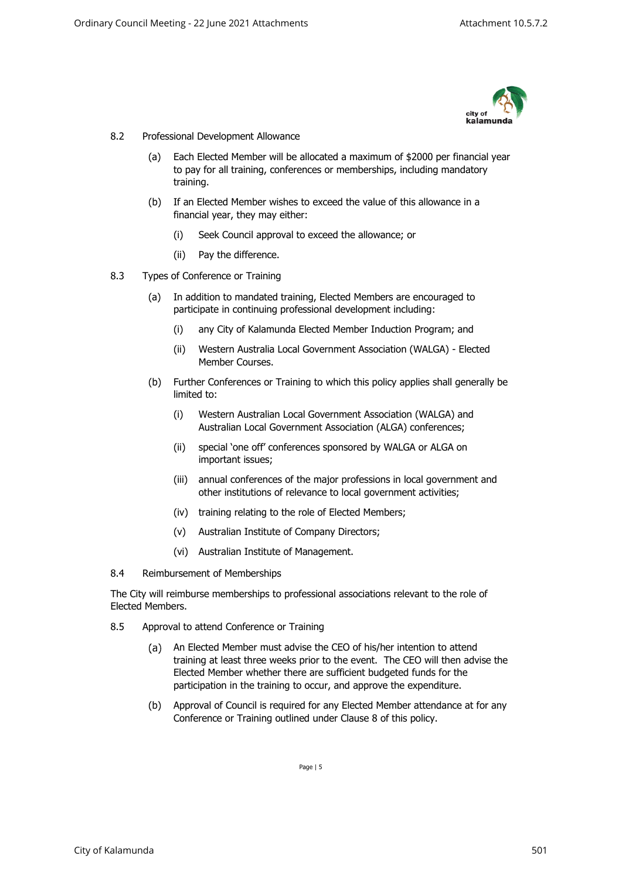8.2 Professional Development Allowance

(a) Each Elected Member will be allocated a maximum of $2000 per financial year to pay for all training, conferences or memberships, including mandatory training.

(b) If an Elected Member wishes to exceed the value of this allowance in a financial year, they may either:

(i) Seek Council approval to exceed the allowance; or

(ii) Pay the difference.

8.3 Types of Conference or Training

(a) In addition to mandated training, Elected Members are encouraged to participate in continuing professional development including:

(i) any City of Kalamunda Elected Member Induction Program; and

(ii) Western Australia Local Government Association (WALGA) - Elected Member Courses.

(b) Further Conferences or Training to which this policy applies shall generally be limited to:

(i) Western Australian Local Government Association (WALGA) and Australian Local Government Association (ALGA) conferences;

(ii) special 'one off' conferences sponsored by WALGA or ALGA on important issues;

(iii) annual conferences of the major professions in local government and other institutions of relevance to local government activities;

(iv) training relating to the role of Elected Members;

(v) Australian Institute of Company Directors;

(vi) Australian Institute of Management.

8.4 Reimbursement of Memberships

The City will reimburse memberships to professional associations relevant to the role of Elected Members.

8.5 Approval to attend Conference or Training

(a) An Elected Member must advise the CEO of his/her intention to attend training at least three weeks prior to the event. The CEO will then advise the Elected Member whether there are sufficient budgeted funds for the participation in the training to occur, and approve the expenditure.

(b) Approval of Council is required for any Elected Member attendance at for any Conference or Training outlined under Clause 8 of this policy.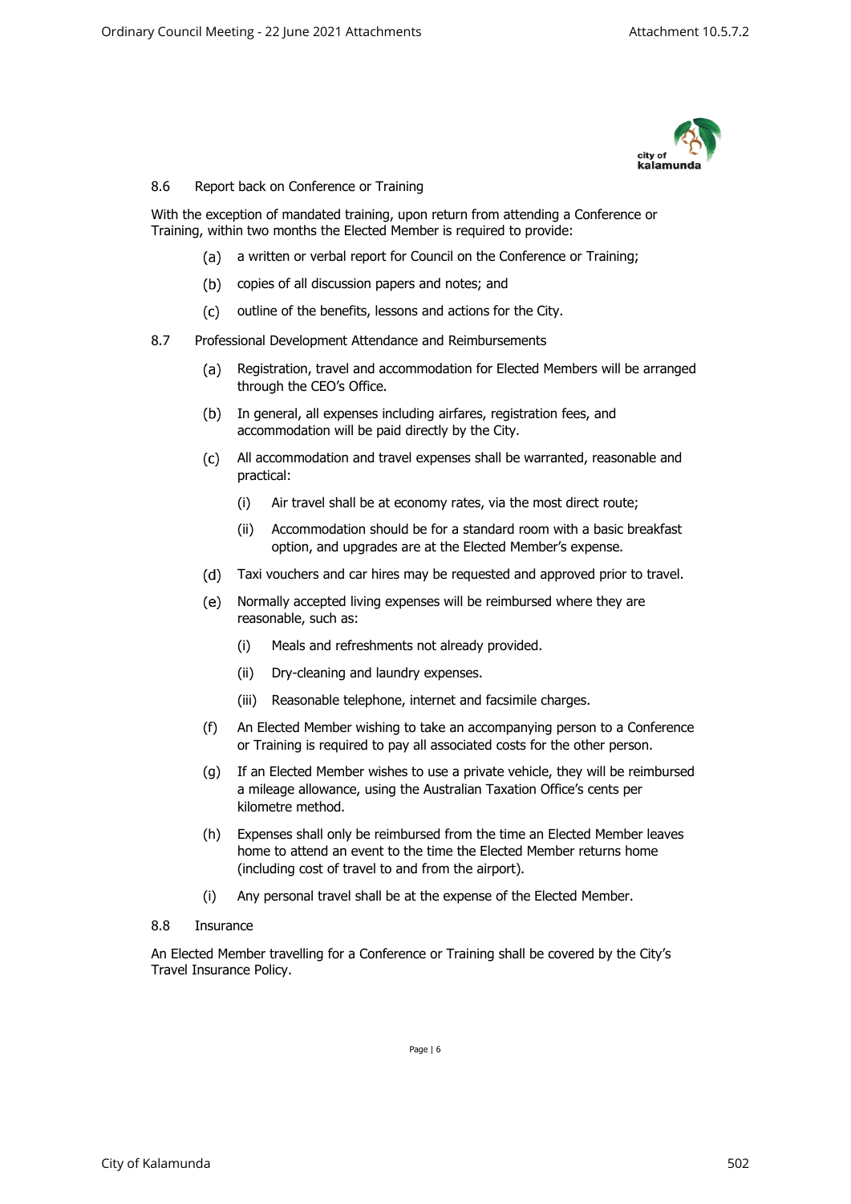8.6 Report back on Conference or Training

With the exception of mandated training, upon return from attending a Conference or Training, within two months the Elected Member is required to provide:

(a) a written or verbal report for Council on the Conference or Training;

(b) copies of all discussion papers and notes; and

(c) outline of the benefits, lessons and actions for the City.

8.7 Professional Development Attendance and Reimbursements

(a) Registration, travel and accommodation for Elected Members will be arranged through the CEO's Office.

(b) In general, all expenses including airfares, registration fees, and accommodation will be paid directly by the City.

(c) All accommodation and travel expenses shall be warranted, reasonable and practical:

   (i) Air travel shall be at economy rates, via the most direct route;

   (ii) Accommodation should be for a standard room with a basic breakfast option, and upgrades are at the Elected Member's expense.

(d) Taxi vouchers and car hires may be requested and approved prior to travel.

(e) Normally accepted living expenses will be reimbursed where they are reasonable, such as:

   (i) Meals and refreshments not already provided.

   (ii) Dry-cleaning and laundry expenses.

   (iii) Reasonable telephone, internet and facsimile charges.

(f) An Elected Member wishing to take an accompanying person to a Conference or Training is required to pay all associated costs for the other person.

(g) If an Elected Member wishes to use a private vehicle, they will be reimbursed a mileage allowance, using the Australian Taxation Office's cents per kilometre method.

(h) Expenses shall only be reimbursed from the time an Elected Member leaves home to attend an event to the time the Elected Member returns home (including cost of travel to and from the airport).

(i) Any personal travel shall be at the expense of the Elected Member.

8.8 Insurance

An Elected Member travelling for a Conference or Training shall be covered by the City's Travel Insurance Policy.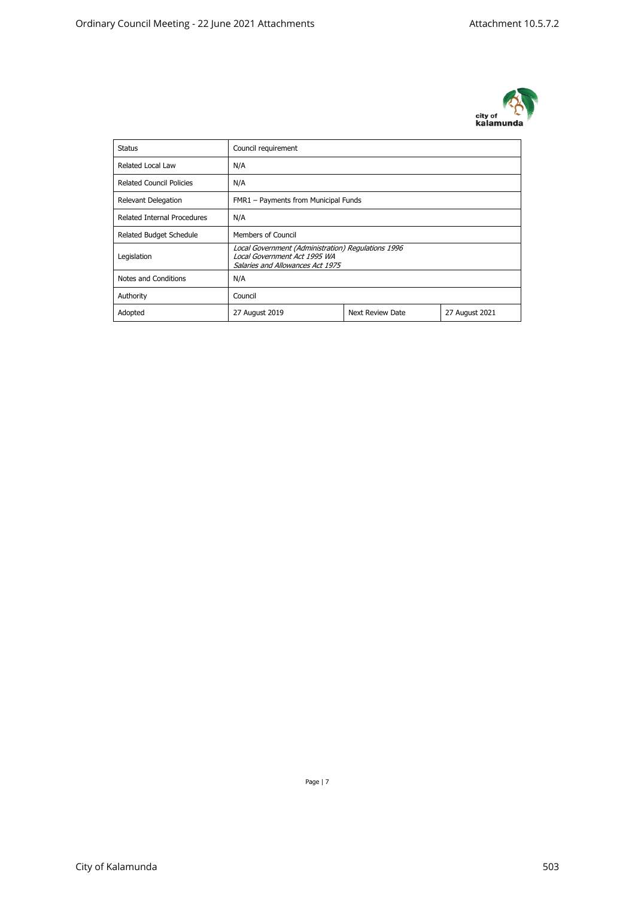| | | | |
|---|---|---|---|
| Status | Council requirement | | |
| Related Local Law | N/A | | |
| Related Council Policies | N/A | | |
| Relevant Delegation | FMR1 – Payments from Municipal Funds | | |
| Related Internal Procedures | N/A | | |
| Related Budget Schedule | Members of Council | | |
| Legislation | *Local Government (Administration) Regulations 1996*<br>*Local Government Act 1995 WA*<br>*Salaries and Allowances Act 1975* | | |
| Notes and Conditions | N/A | | |
| Authority | Council | | |
| Adopted | 27 August 2019 | Next Review Date | 27 August 2021 |